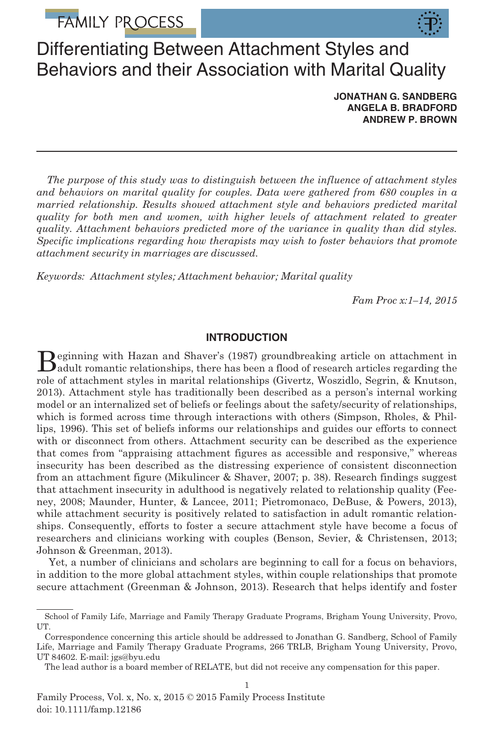# Differentiating Between Attachment Styles and Behaviors and their Association with Marital Quality

**JONATHAN G. SANDBERG**
**ANGELA B. BRADFORD**
**ANDREW P. BROWN**

*The purpose of this study was to distinguish between the influence of attachment styles and behaviors on marital quality for couples. Data were gathered from 680 couples in a married relationship. Results showed attachment style and behaviors predicted marital quality for both men and women, with higher levels of attachment related to greater quality. Attachment behaviors predicted more of the variance in quality than did styles. Specific implications regarding how therapists may wish to foster behaviors that promote attachment security in marriages are discussed.*

*Keywords: Attachment styles; Attachment behavior; Marital quality*

*Fam Proc x:1–14, 2015*

## INTRODUCTION

Beginning with Hazan and Shaver's (1987) groundbreaking article on attachment in adult romantic relationships, there has been a flood of research articles regarding the role of attachment styles in marital relationships (Givertz, Woszidlo, Segrin, & Knutson, 2013). Attachment style has traditionally been described as a person's internal working model or an internalized set of beliefs or feelings about the safety/security of relationships, which is formed across time through interactions with others (Simpson, Rholes, & Phillips, 1996). This set of beliefs informs our relationships and guides our efforts to connect with or disconnect from others. Attachment security can be described as the experience that comes from "appraising attachment figures as accessible and responsive," whereas insecurity has been described as the distressing experience of consistent disconnection from an attachment figure (Mikulincer & Shaver, 2007; p. 38). Research findings suggest that attachment insecurity in adulthood is negatively related to relationship quality (Feeney, 2008; Maunder, Hunter, & Lancee, 2011; Pietromonaco, DeBuse, & Powers, 2013), while attachment security is positively related to satisfaction in adult romantic relationships. Consequently, efforts to foster a secure attachment style have become a focus of researchers and clinicians working with couples (Benson, Sevier, & Christensen, 2013; Johnson & Greenman, 2013).

Yet, a number of clinicians and scholars are beginning to call for a focus on behaviors, in addition to the more global attachment styles, within couple relationships that promote secure attachment (Greenman & Johnson, 2013). Research that helps identify and foster

School of Family Life, Marriage and Family Therapy Graduate Programs, Brigham Young University, Provo, UT.

Correspondence concerning this article should be addressed to Jonathan G. Sandberg, School of Family Life, Marriage and Family Therapy Graduate Programs, 266 TRLB, Brigham Young University, Provo, UT 84602. E-mail: jgs@byu.edu

The lead author is a board member of RELATE, but did not receive any compensation for this paper.

Family Process, Vol. x, No. x, 2015 © 2015 Family Process Institute
doi: 10.1111/famp.12186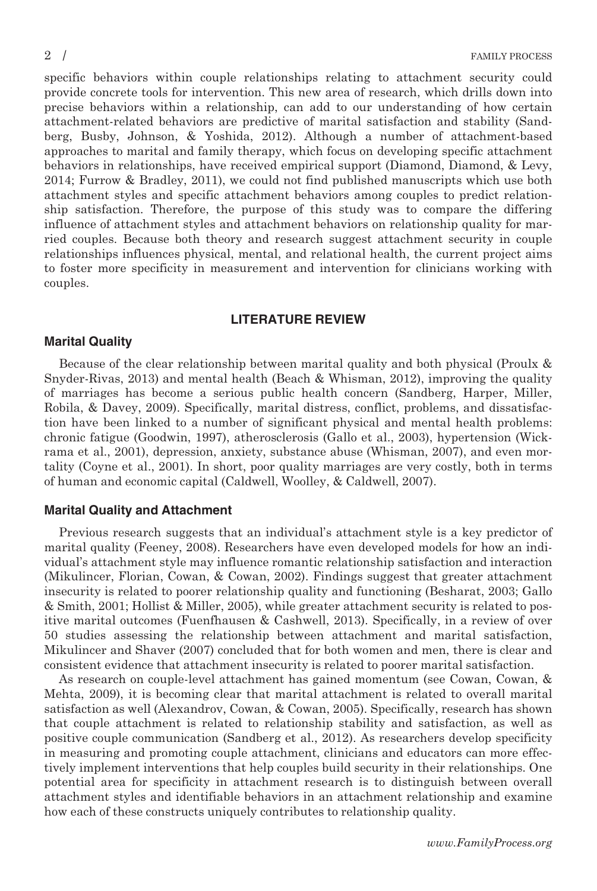specific behaviors within couple relationships relating to attachment security could provide concrete tools for intervention. This new area of research, which drills down into precise behaviors within a relationship, can add to our understanding of how certain attachment-related behaviors are predictive of marital satisfaction and stability (Sandberg, Busby, Johnson, & Yoshida, 2012). Although a number of attachment-based approaches to marital and family therapy, which focus on developing specific attachment behaviors in relationships, have received empirical support (Diamond, Diamond, & Levy, 2014; Furrow & Bradley, 2011), we could not find published manuscripts which use both attachment styles and specific attachment behaviors among couples to predict relationship satisfaction. Therefore, the purpose of this study was to compare the differing influence of attachment styles and attachment behaviors on relationship quality for married couples. Because both theory and research suggest attachment security in couple relationships influences physical, mental, and relational health, the current project aims to foster more specificity in measurement and intervention for clinicians working with couples.

## LITERATURE REVIEW

### Marital Quality

Because of the clear relationship between marital quality and both physical (Proulx & Snyder-Rivas, 2013) and mental health (Beach & Whisman, 2012), improving the quality of marriages has become a serious public health concern (Sandberg, Harper, Miller, Robila, & Davey, 2009). Specifically, marital distress, conflict, problems, and dissatisfaction have been linked to a number of significant physical and mental health problems: chronic fatigue (Goodwin, 1997), atherosclerosis (Gallo et al., 2003), hypertension (Wickrama et al., 2001), depression, anxiety, substance abuse (Whisman, 2007), and even mortality (Coyne et al., 2001). In short, poor quality marriages are very costly, both in terms of human and economic capital (Caldwell, Woolley, & Caldwell, 2007).

### Marital Quality and Attachment

Previous research suggests that an individual's attachment style is a key predictor of marital quality (Feeney, 2008). Researchers have even developed models for how an individual's attachment style may influence romantic relationship satisfaction and interaction (Mikulincer, Florian, Cowan, & Cowan, 2002). Findings suggest that greater attachment insecurity is related to poorer relationship quality and functioning (Besharat, 2003; Gallo & Smith, 2001; Hollist & Miller, 2005), while greater attachment security is related to positive marital outcomes (Fuenfhausen & Cashwell, 2013). Specifically, in a review of over 50 studies assessing the relationship between attachment and marital satisfaction, Mikulincer and Shaver (2007) concluded that for both women and men, there is clear and consistent evidence that attachment insecurity is related to poorer marital satisfaction.

As research on couple-level attachment has gained momentum (see Cowan, Cowan, & Mehta, 2009), it is becoming clear that marital attachment is related to overall marital satisfaction as well (Alexandrov, Cowan, & Cowan, 2005). Specifically, research has shown that couple attachment is related to relationship stability and satisfaction, as well as positive couple communication (Sandberg et al., 2012). As researchers develop specificity in measuring and promoting couple attachment, clinicians and educators can more effectively implement interventions that help couples build security in their relationships. One potential area for specificity in attachment research is to distinguish between overall attachment styles and identifiable behaviors in an attachment relationship and examine how each of these constructs uniquely contributes to relationship quality.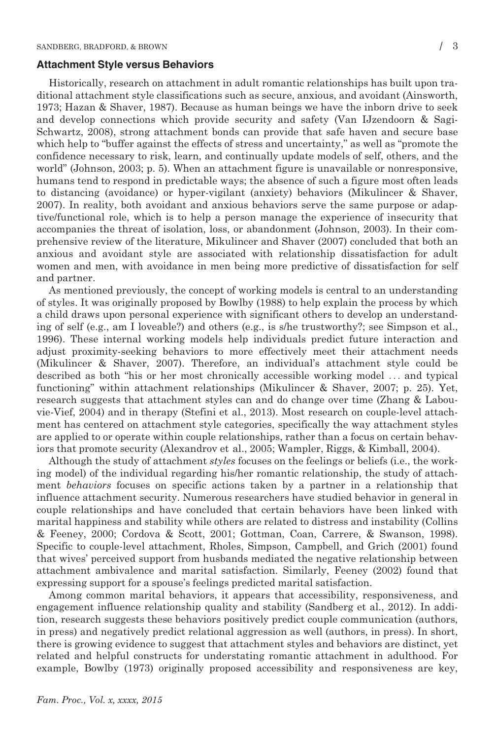## Attachment Style versus Behaviors

Historically, research on attachment in adult romantic relationships has built upon traditional attachment style classifications such as secure, anxious, and avoidant (Ainsworth, 1973; Hazan & Shaver, 1987). Because as human beings we have the inborn drive to seek and develop connections which provide security and safety (Van IJzendoorn & Sagi-Schwartz, 2008), strong attachment bonds can provide that safe haven and secure base which help to "buffer against the effects of stress and uncertainty," as well as "promote the confidence necessary to risk, learn, and continually update models of self, others, and the world" (Johnson, 2003; p. 5). When an attachment figure is unavailable or nonresponsive, humans tend to respond in predictable ways; the absence of such a figure most often leads to distancing (avoidance) or hyper-vigilant (anxiety) behaviors (Mikulincer & Shaver, 2007). In reality, both avoidant and anxious behaviors serve the same purpose or adaptive/functional role, which is to help a person manage the experience of insecurity that accompanies the threat of isolation, loss, or abandonment (Johnson, 2003). In their comprehensive review of the literature, Mikulincer and Shaver (2007) concluded that both an anxious and avoidant style are associated with relationship dissatisfaction for adult women and men, with avoidance in men being more predictive of dissatisfaction for self and partner.

As mentioned previously, the concept of working models is central to an understanding of styles. It was originally proposed by Bowlby (1988) to help explain the process by which a child draws upon personal experience with significant others to develop an understanding of self (e.g., am I loveable?) and others (e.g., is s/he trustworthy?; see Simpson et al., 1996). These internal working models help individuals predict future interaction and adjust proximity-seeking behaviors to more effectively meet their attachment needs (Mikulincer & Shaver, 2007). Therefore, an individual's attachment style could be described as both "his or her most chronically accessible working model ... and typical functioning" within attachment relationships (Mikulincer & Shaver, 2007; p. 25). Yet, research suggests that attachment styles can and do change over time (Zhang & Labouvie-Vief, 2004) and in therapy (Stefini et al., 2013). Most research on couple-level attachment has centered on attachment style categories, specifically the way attachment styles are applied to or operate within couple relationships, rather than a focus on certain behaviors that promote security (Alexandrov et al., 2005; Wampler, Riggs, & Kimball, 2004).

Although the study of attachment *styles* focuses on the feelings or beliefs (i.e., the working model) of the individual regarding his/her romantic relationship, the study of attachment *behaviors* focuses on specific actions taken by a partner in a relationship that influence attachment security. Numerous researchers have studied behavior in general in couple relationships and have concluded that certain behaviors have been linked with marital happiness and stability while others are related to distress and instability (Collins & Feeney, 2000; Cordova & Scott, 2001; Gottman, Coan, Carrere, & Swanson, 1998). Specific to couple-level attachment, Rholes, Simpson, Campbell, and Grich (2001) found that wives' perceived support from husbands mediated the negative relationship between attachment ambivalence and marital satisfaction. Similarly, Feeney (2002) found that expressing support for a spouse's feelings predicted marital satisfaction.

Among common marital behaviors, it appears that accessibility, responsiveness, and engagement influence relationship quality and stability (Sandberg et al., 2012). In addition, research suggests these behaviors positively predict couple communication (authors, in press) and negatively predict relational aggression as well (authors, in press). In short, there is growing evidence to suggest that attachment styles and behaviors are distinct, yet related and helpful constructs for understating romantic attachment in adulthood. For example, Bowlby (1973) originally proposed accessibility and responsiveness are key,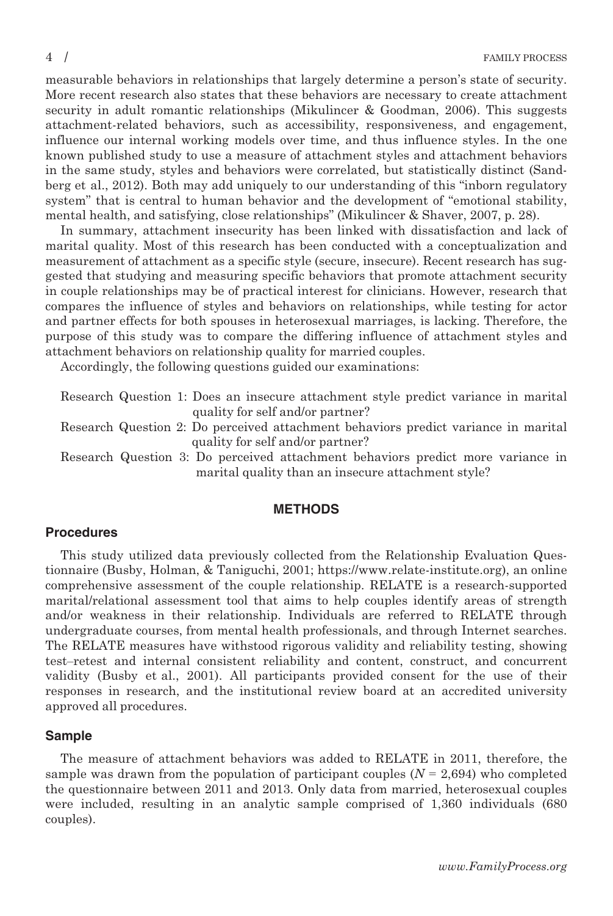measurable behaviors in relationships that largely determine a person's state of security. More recent research also states that these behaviors are necessary to create attachment security in adult romantic relationships (Mikulincer & Goodman, 2006). This suggests attachment-related behaviors, such as accessibility, responsiveness, and engagement, influence our internal working models over time, and thus influence styles. In the one known published study to use a measure of attachment styles and attachment behaviors in the same study, styles and behaviors were correlated, but statistically distinct (Sandberg et al., 2012). Both may add uniquely to our understanding of this "inborn regulatory system" that is central to human behavior and the development of "emotional stability, mental health, and satisfying, close relationships" (Mikulincer & Shaver, 2007, p. 28).

In summary, attachment insecurity has been linked with dissatisfaction and lack of marital quality. Most of this research has been conducted with a conceptualization and measurement of attachment as a specific style (secure, insecure). Recent research has suggested that studying and measuring specific behaviors that promote attachment security in couple relationships may be of practical interest for clinicians. However, research that compares the influence of styles and behaviors on relationships, while testing for actor and partner effects for both spouses in heterosexual marriages, is lacking. Therefore, the purpose of this study was to compare the differing influence of attachment styles and attachment behaviors on relationship quality for married couples.

Accordingly, the following questions guided our examinations:

Research Question 1: Does an insecure attachment style predict variance in marital quality for self and/or partner?

Research Question 2: Do perceived attachment behaviors predict variance in marital quality for self and/or partner?

Research Question 3: Do perceived attachment behaviors predict more variance in marital quality than an insecure attachment style?

## METHODS

### Procedures

This study utilized data previously collected from the Relationship Evaluation Questionnaire (Busby, Holman, & Taniguchi, 2001; https://www.relate-institute.org), an online comprehensive assessment of the couple relationship. RELATE is a research-supported marital/relational assessment tool that aims to help couples identify areas of strength and/or weakness in their relationship. Individuals are referred to RELATE through undergraduate courses, from mental health professionals, and through Internet searches. The RELATE measures have withstood rigorous validity and reliability testing, showing test–retest and internal consistent reliability and content, construct, and concurrent validity (Busby et al., 2001). All participants provided consent for the use of their responses in research, and the institutional review board at an accredited university approved all procedures.

### Sample

The measure of attachment behaviors was added to RELATE in 2011, therefore, the sample was drawn from the population of participant couples ($N = 2{,}694$) who completed the questionnaire between 2011 and 2013. Only data from married, heterosexual couples were included, resulting in an analytic sample comprised of 1,360 individuals (680 couples).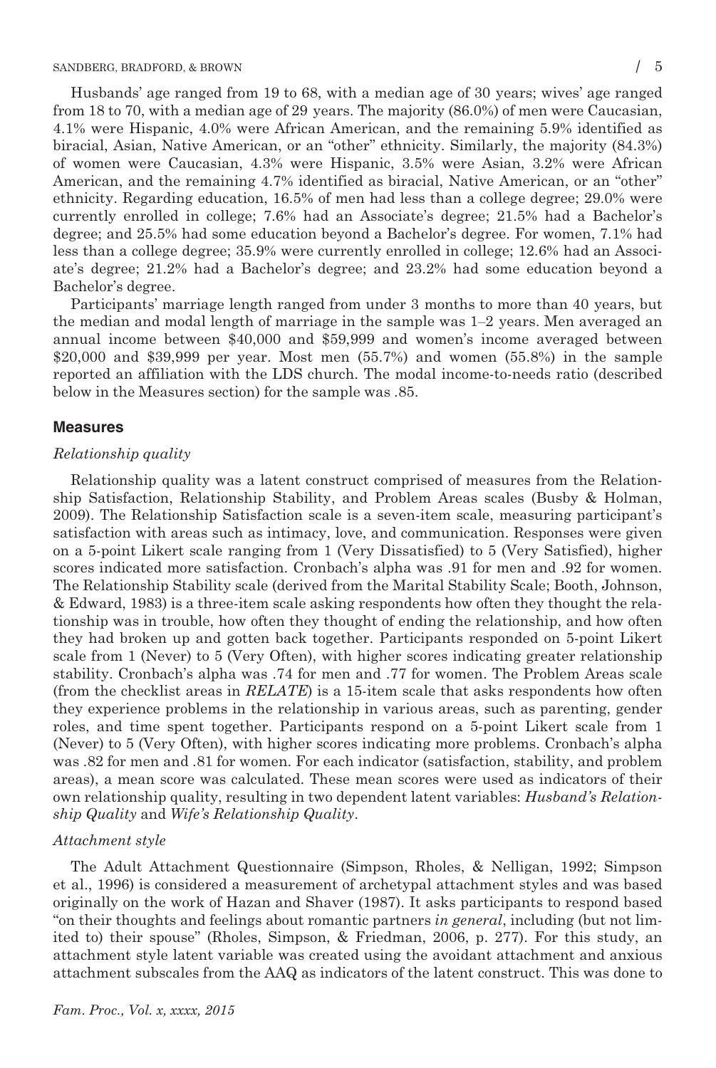Husbands' age ranged from 19 to 68, with a median age of 30 years; wives' age ranged from 18 to 70, with a median age of 29 years. The majority (86.0%) of men were Caucasian, 4.1% were Hispanic, 4.0% were African American, and the remaining 5.9% identified as biracial, Asian, Native American, or an "other" ethnicity. Similarly, the majority (84.3%) of women were Caucasian, 4.3% were Hispanic, 3.5% were Asian, 3.2% were African American, and the remaining 4.7% identified as biracial, Native American, or an "other" ethnicity. Regarding education, 16.5% of men had less than a college degree; 29.0% were currently enrolled in college; 7.6% had an Associate's degree; 21.5% had a Bachelor's degree; and 25.5% had some education beyond a Bachelor's degree. For women, 7.1% had less than a college degree; 35.9% were currently enrolled in college; 12.6% had an Associate's degree; 21.2% had a Bachelor's degree; and 23.2% had some education beyond a Bachelor's degree.

Participants' marriage length ranged from under 3 months to more than 40 years, but the median and modal length of marriage in the sample was 1–2 years. Men averaged an annual income between $40,000 and $59,999 and women's income averaged between $20,000 and $39,999 per year. Most men (55.7%) and women (55.8%) in the sample reported an affiliation with the LDS church. The modal income-to-needs ratio (described below in the Measures section) for the sample was .85.

## Measures

### *Relationship quality*

Relationship quality was a latent construct comprised of measures from the Relationship Satisfaction, Relationship Stability, and Problem Areas scales (Busby & Holman, 2009). The Relationship Satisfaction scale is a seven-item scale, measuring participant's satisfaction with areas such as intimacy, love, and communication. Responses were given on a 5-point Likert scale ranging from 1 (Very Dissatisfied) to 5 (Very Satisfied), higher scores indicated more satisfaction. Cronbach's alpha was .91 for men and .92 for women. The Relationship Stability scale (derived from the Marital Stability Scale; Booth, Johnson, & Edward, 1983) is a three-item scale asking respondents how often they thought the relationship was in trouble, how often they thought of ending the relationship, and how often they had broken up and gotten back together. Participants responded on 5-point Likert scale from 1 (Never) to 5 (Very Often), with higher scores indicating greater relationship stability. Cronbach's alpha was .74 for men and .77 for women. The Problem Areas scale (from the checklist areas in *RELATE*) is a 15-item scale that asks respondents how often they experience problems in the relationship in various areas, such as parenting, gender roles, and time spent together. Participants respond on a 5-point Likert scale from 1 (Never) to 5 (Very Often), with higher scores indicating more problems. Cronbach's alpha was .82 for men and .81 for women. For each indicator (satisfaction, stability, and problem areas), a mean score was calculated. These mean scores were used as indicators of their own relationship quality, resulting in two dependent latent variables: *Husband's Relationship Quality* and *Wife's Relationship Quality*.

### *Attachment style*

The Adult Attachment Questionnaire (Simpson, Rholes, & Nelligan, 1992; Simpson et al., 1996) is considered a measurement of archetypal attachment styles and was based originally on the work of Hazan and Shaver (1987). It asks participants to respond based "on their thoughts and feelings about romantic partners *in general*, including (but not limited to) their spouse" (Rholes, Simpson, & Friedman, 2006, p. 277). For this study, an attachment style latent variable was created using the avoidant attachment and anxious attachment subscales from the AAQ as indicators of the latent construct. This was done to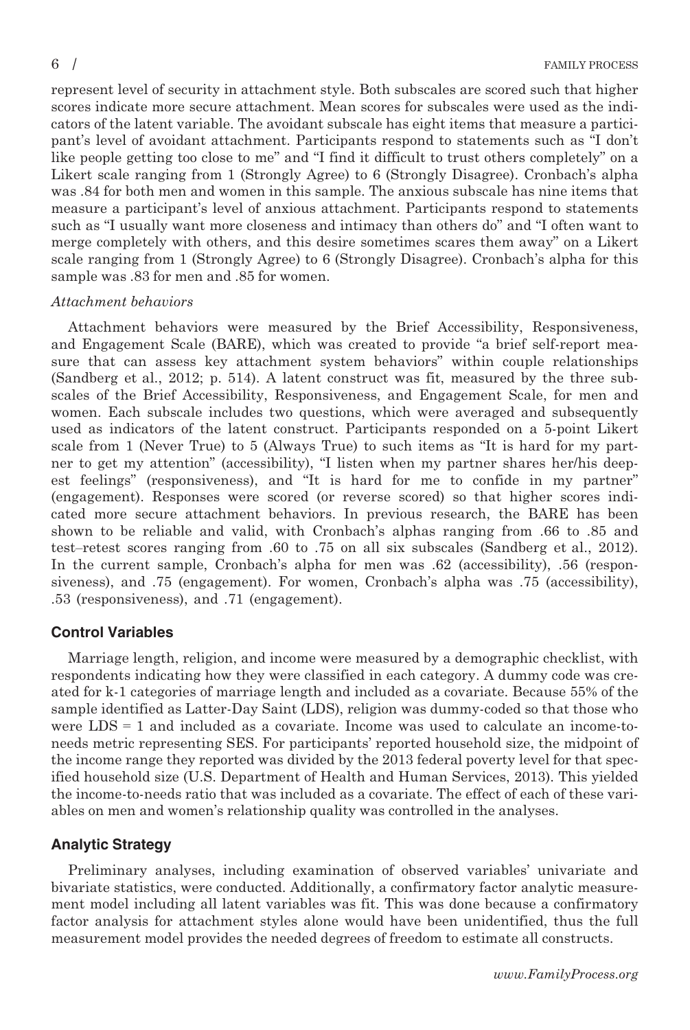represent level of security in attachment style. Both subscales are scored such that higher scores indicate more secure attachment. Mean scores for subscales were used as the indicators of the latent variable. The avoidant subscale has eight items that measure a participant's level of avoidant attachment. Participants respond to statements such as "I don't like people getting too close to me" and "I find it difficult to trust others completely" on a Likert scale ranging from 1 (Strongly Agree) to 6 (Strongly Disagree). Cronbach's alpha was .84 for both men and women in this sample. The anxious subscale has nine items that measure a participant's level of anxious attachment. Participants respond to statements such as "I usually want more closeness and intimacy than others do" and "I often want to merge completely with others, and this desire sometimes scares them away" on a Likert scale ranging from 1 (Strongly Agree) to 6 (Strongly Disagree). Cronbach's alpha for this sample was .83 for men and .85 for women.

*Attachment behaviors*

Attachment behaviors were measured by the Brief Accessibility, Responsiveness, and Engagement Scale (BARE), which was created to provide "a brief self-report measure that can assess key attachment system behaviors" within couple relationships (Sandberg et al., 2012; p. 514). A latent construct was fit, measured by the three subscales of the Brief Accessibility, Responsiveness, and Engagement Scale, for men and women. Each subscale includes two questions, which were averaged and subsequently used as indicators of the latent construct. Participants responded on a 5-point Likert scale from 1 (Never True) to 5 (Always True) to such items as "It is hard for my partner to get my attention" (accessibility), "I listen when my partner shares her/his deepest feelings" (responsiveness), and "It is hard for me to confide in my partner" (engagement). Responses were scored (or reverse scored) so that higher scores indicated more secure attachment behaviors. In previous research, the BARE has been shown to be reliable and valid, with Cronbach's alphas ranging from .66 to .85 and test–retest scores ranging from .60 to .75 on all six subscales (Sandberg et al., 2012). In the current sample, Cronbach's alpha for men was .62 (accessibility), .56 (responsiveness), and .75 (engagement). For women, Cronbach's alpha was .75 (accessibility), .53 (responsiveness), and .71 (engagement).

## Control Variables

Marriage length, religion, and income were measured by a demographic checklist, with respondents indicating how they were classified in each category. A dummy code was created for k-1 categories of marriage length and included as a covariate. Because 55% of the sample identified as Latter-Day Saint (LDS), religion was dummy-coded so that those who were LDS = 1 and included as a covariate. Income was used to calculate an income-to-needs metric representing SES. For participants' reported household size, the midpoint of the income range they reported was divided by the 2013 federal poverty level for that specified household size (U.S. Department of Health and Human Services, 2013). This yielded the income-to-needs ratio that was included as a covariate. The effect of each of these variables on men and women's relationship quality was controlled in the analyses.

## Analytic Strategy

Preliminary analyses, including examination of observed variables' univariate and bivariate statistics, were conducted. Additionally, a confirmatory factor analytic measurement model including all latent variables was fit. This was done because a confirmatory factor analysis for attachment styles alone would have been unidentified, thus the full measurement model provides the needed degrees of freedom to estimate all constructs.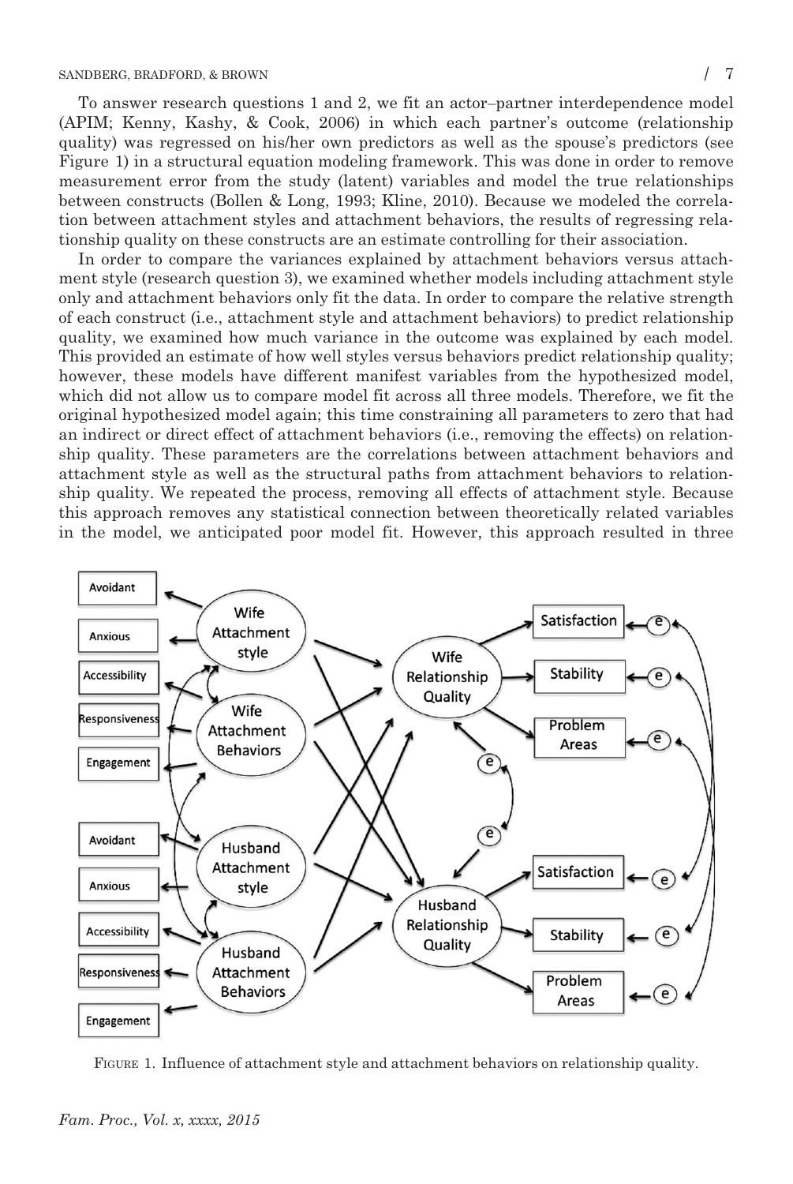To answer research questions 1 and 2, we fit an actor–partner interdependence model (APIM; Kenny, Kashy, & Cook, 2006) in which each partner's outcome (relationship quality) was regressed on his/her own predictors as well as the spouse's predictors (see Figure 1) in a structural equation modeling framework. This was done in order to remove measurement error from the study (latent) variables and model the true relationships between constructs (Bollen & Long, 1993; Kline, 2010). Because we modeled the correlation between attachment styles and attachment behaviors, the results of regressing relationship quality on these constructs are an estimate controlling for their association.

In order to compare the variances explained by attachment behaviors versus attachment style (research question 3), we examined whether models including attachment style only and attachment behaviors only fit the data. In order to compare the relative strength of each construct (i.e., attachment style and attachment behaviors) to predict relationship quality, we examined how much variance in the outcome was explained by each model. This provided an estimate of how well styles versus behaviors predict relationship quality; however, these models have different manifest variables from the hypothesized model, which did not allow us to compare model fit across all three models. Therefore, we fit the original hypothesized model again; this time constraining all parameters to zero that had an indirect or direct effect of attachment behaviors (i.e., removing the effects) on relationship quality. These parameters are the correlations between attachment behaviors and attachment style as well as the structural paths from attachment behaviors to relationship quality. We repeated the process, removing all effects of attachment style. Because this approach removes any statistical connection between theoretically related variables in the model, we anticipated poor model fit. However, this approach resulted in three

FIGURE 1. Influence of attachment style and attachment behaviors on relationship quality.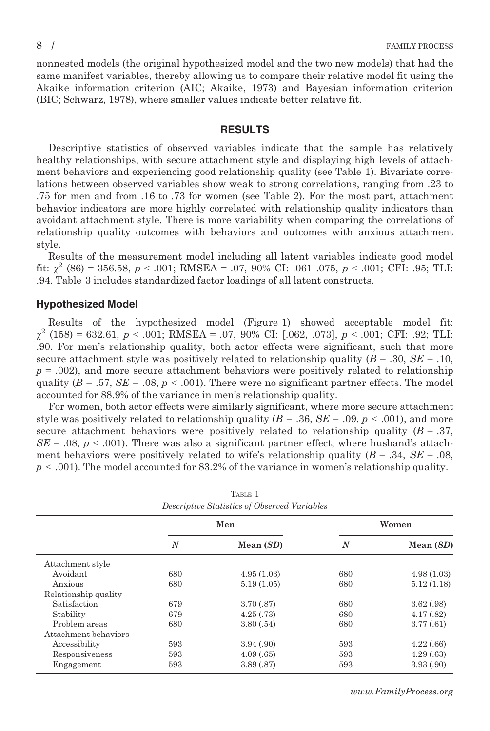nonnested models (the original hypothesized model and the two new models) that had the same manifest variables, thereby allowing us to compare their relative model fit using the Akaike information criterion (AIC; Akaike, 1973) and Bayesian information criterion (BIC; Schwarz, 1978), where smaller values indicate better relative fit.

## RESULTS

Descriptive statistics of observed variables indicate that the sample has relatively healthy relationships, with secure attachment style and displaying high levels of attachment behaviors and experiencing good relationship quality (see Table 1). Bivariate correlations between observed variables show weak to strong correlations, ranging from .23 to .75 for men and from .16 to .73 for women (see Table 2). For the most part, attachment behavior indicators are more highly correlated with relationship quality indicators than avoidant attachment style. There is more variability when comparing the correlations of relationship quality outcomes with behaviors and outcomes with anxious attachment style.

Results of the measurement model including all latent variables indicate good model fit: $\chi^2$ (86) = 356.58, $p < .001$; RMSEA = .07, 90% CI: .061 .075, $p < .001$; CFI: .95; TLI: .94. Table 3 includes standardized factor loadings of all latent constructs.

### Hypothesized Model

Results of the hypothesized model (Figure 1) showed acceptable model fit: $\chi^2$ (158) = 632.61, $p < .001$; RMSEA = .07, 90% CI: [.062, .073], $p < .001$; CFI: .92; TLI: .90. For men's relationship quality, both actor effects were significant, such that more secure attachment style was positively related to relationship quality ($B = .30$, $SE = .10$, $p = .002$), and more secure attachment behaviors were positively related to relationship quality ($B = .57$, $SE = .08$, $p < .001$). There were no significant partner effects. The model accounted for 88.9% of the variance in men's relationship quality.

For women, both actor effects were similarly significant, where more secure attachment style was positively related to relationship quality ($B = .36$, $SE = .09$, $p < .001$), and more secure attachment behaviors were positively related to relationship quality ($B = .37$, $SE = .08$, $p < .001$). There was also a significant partner effect, where husband's attachment behaviors were positively related to wife's relationship quality ($B = .34$, $SE = .08$, $p < .001$). The model accounted for 83.2% of the variance in women's relationship quality.

TABLE 1
*Descriptive Statistics of Observed Variables*

| | Men | | Women | |
|---|---|---|---|---|
| | *N* | Mean (*SD*) | *N* | Mean (*SD*) |
| Attachment style | | | | |
| Avoidant | 680 | 4.95 (1.03) | 680 | 4.98 (1.03) |
| Anxious | 680 | 5.19 (1.05) | 680 | 5.12 (1.18) |
| Relationship quality | | | | |
| Satisfaction | 679 | 3.70 (.87) | 680 | 3.62 (.98) |
| Stability | 679 | 4.25 (.73) | 680 | 4.17 (.82) |
| Problem areas | 680 | 3.80 (.54) | 680 | 3.77 (.61) |
| Attachment behaviors | | | | |
| Accessibility | 593 | 3.94 (.90) | 593 | 4.22 (.66) |
| Responsiveness | 593 | 4.09 (.65) | 593 | 4.29 (.63) |
| Engagement | 593 | 3.89 (.87) | 593 | 3.93 (.90) |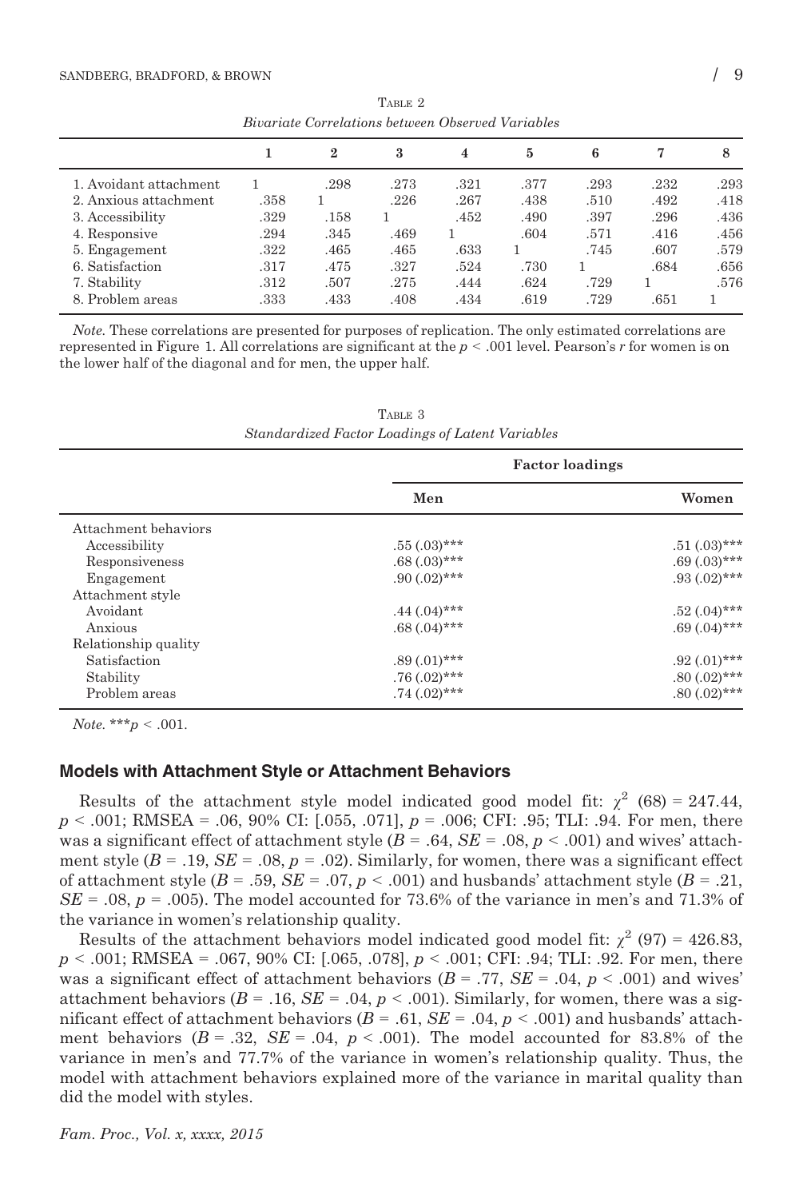Table 2
*Bivariate Correlations between Observed Variables*

| | 1 | 2 | 3 | 4 | 5 | 6 | 7 | 8 |
|---|---|---|---|---|---|---|---|---|
| 1. Avoidant attachment | 1 | .298 | .273 | .321 | .377 | .293 | .232 | .293 |
| 2. Anxious attachment | .358 | 1 | .226 | .267 | .438 | .510 | .492 | .418 |
| 3. Accessibility | .329 | .158 | 1 | .452 | .490 | .397 | .296 | .436 |
| 4. Responsive | .294 | .345 | .469 | 1 | .604 | .571 | .416 | .456 |
| 5. Engagement | .322 | .465 | .465 | .633 | 1 | .745 | .607 | .579 |
| 6. Satisfaction | .317 | .475 | .327 | .524 | .730 | 1 | .684 | .656 |
| 7. Stability | .312 | .507 | .275 | .444 | .624 | .729 | 1 | .576 |
| 8. Problem areas | .333 | .433 | .408 | .434 | .619 | .729 | .651 | 1 |

*Note.* These correlations are presented for purposes of replication. The only estimated correlations are represented in Figure 1. All correlations are significant at the $p < .001$ level. Pearson's $r$ for women is on the lower half of the diagonal and for men, the upper half.

Table 3
*Standardized Factor Loadings of Latent Variables*

| | Factor loadings | |
|---|---|---|
| | **Men** | **Women** |
| Attachment behaviors | | |
| Accessibility | .55 (.03)*** | .51 (.03)*** |
| Responsiveness | .68 (.03)*** | .69 (.03)*** |
| Engagement | .90 (.02)*** | .93 (.02)*** |
| Attachment style | | |
| Avoidant | .44 (.04)*** | .52 (.04)*** |
| Anxious | .68 (.04)*** | .69 (.04)*** |
| Relationship quality | | |
| Satisfaction | .89 (.01)*** | .92 (.01)*** |
| Stability | .76 (.02)*** | .80 (.02)*** |
| Problem areas | .74 (.02)*** | .80 (.02)*** |

*Note.* ***$p < .001$.

### Models with Attachment Style or Attachment Behaviors

Results of the attachment style model indicated good model fit: $\chi^2$ (68) = 247.44, $p < .001$; RMSEA = .06, 90% CI: [.055, .071], $p = .006$; CFI: .95; TLI: .94. For men, there was a significant effect of attachment style ($B = .64$, $SE = .08$, $p < .001$) and wives' attachment style ($B = .19$, $SE = .08$, $p = .02$). Similarly, for women, there was a significant effect of attachment style ($B = .59$, $SE = .07$, $p < .001$) and husbands' attachment style ($B = .21$, $SE = .08$, $p = .005$). The model accounted for 73.6% of the variance in men's and 71.3% of the variance in women's relationship quality.

Results of the attachment behaviors model indicated good model fit: $\chi^2$ (97) = 426.83, $p < .001$; RMSEA = .067, 90% CI: [.065, .078], $p < .001$; CFI: .94; TLI: .92. For men, there was a significant effect of attachment behaviors ($B = .77$, $SE = .04$, $p < .001$) and wives' attachment behaviors ($B = .16$, $SE = .04$, $p < .001$). Similarly, for women, there was a significant effect of attachment behaviors ($B = .61$, $SE = .04$, $p < .001$) and husbands' attachment behaviors ($B = .32$, $SE = .04$, $p < .001$). The model accounted for 83.8% of the variance in men's and 77.7% of the variance in women's relationship quality. Thus, the model with attachment behaviors explained more of the variance in marital quality than did the model with styles.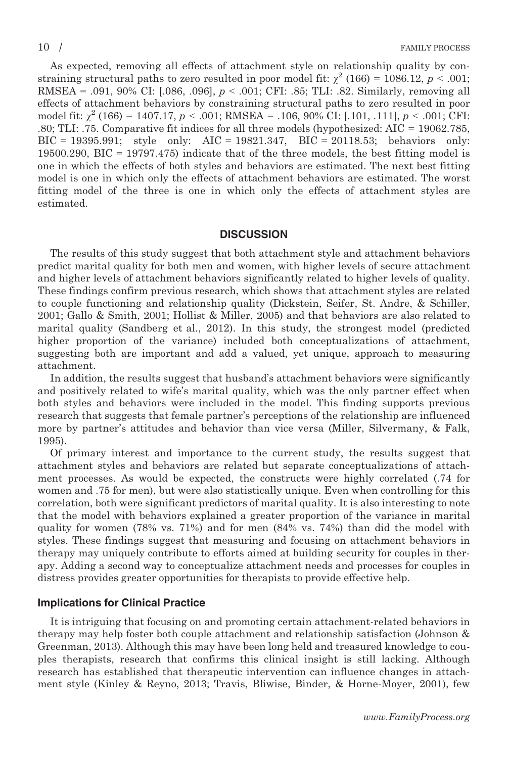As expected, removing all effects of attachment style on relationship quality by constraining structural paths to zero resulted in poor model fit: $\chi^2$ (166) = 1086.12, $p < .001$; RMSEA = .091, 90% CI: [.086, .096], $p < .001$; CFI: .85; TLI: .82. Similarly, removing all effects of attachment behaviors by constraining structural paths to zero resulted in poor model fit: $\chi^2$ (166) = 1407.17, $p < .001$; RMSEA = .106, 90% CI: [.101, .111], $p < .001$; CFI: .80; TLI: .75. Comparative fit indices for all three models (hypothesized: AIC = 19062.785, BIC = 19395.991; style only: AIC = 19821.347, BIC = 20118.53; behaviors only: 19500.290, BIC = 19797.475) indicate that of the three models, the best fitting model is one in which the effects of both styles and behaviors are estimated. The next best fitting model is one in which only the effects of attachment behaviors are estimated. The worst fitting model of the three is one in which only the effects of attachment styles are estimated.

## DISCUSSION

The results of this study suggest that both attachment style and attachment behaviors predict marital quality for both men and women, with higher levels of secure attachment and higher levels of attachment behaviors significantly related to higher levels of quality. These findings confirm previous research, which shows that attachment styles are related to couple functioning and relationship quality (Dickstein, Seifer, St. Andre, & Schiller, 2001; Gallo & Smith, 2001; Hollist & Miller, 2005) and that behaviors are also related to marital quality (Sandberg et al., 2012). In this study, the strongest model (predicted higher proportion of the variance) included both conceptualizations of attachment, suggesting both are important and add a valued, yet unique, approach to measuring attachment.

In addition, the results suggest that husband's attachment behaviors were significantly and positively related to wife's marital quality, which was the only partner effect when both styles and behaviors were included in the model. This finding supports previous research that suggests that female partner's perceptions of the relationship are influenced more by partner's attitudes and behavior than vice versa (Miller, Silvermany, & Falk, 1995).

Of primary interest and importance to the current study, the results suggest that attachment styles and behaviors are related but separate conceptualizations of attachment processes. As would be expected, the constructs were highly correlated (.74 for women and .75 for men), but were also statistically unique. Even when controlling for this correlation, both were significant predictors of marital quality. It is also interesting to note that the model with behaviors explained a greater proportion of the variance in marital quality for women (78% vs. 71%) and for men (84% vs. 74%) than did the model with styles. These findings suggest that measuring and focusing on attachment behaviors in therapy may uniquely contribute to efforts aimed at building security for couples in therapy. Adding a second way to conceptualize attachment needs and processes for couples in distress provides greater opportunities for therapists to provide effective help.

### Implications for Clinical Practice

It is intriguing that focusing on and promoting certain attachment-related behaviors in therapy may help foster both couple attachment and relationship satisfaction (Johnson & Greenman, 2013). Although this may have been long held and treasured knowledge to couples therapists, research that confirms this clinical insight is still lacking. Although research has established that therapeutic intervention can influence changes in attachment style (Kinley & Reyno, 2013; Travis, Bliwise, Binder, & Horne-Moyer, 2001), few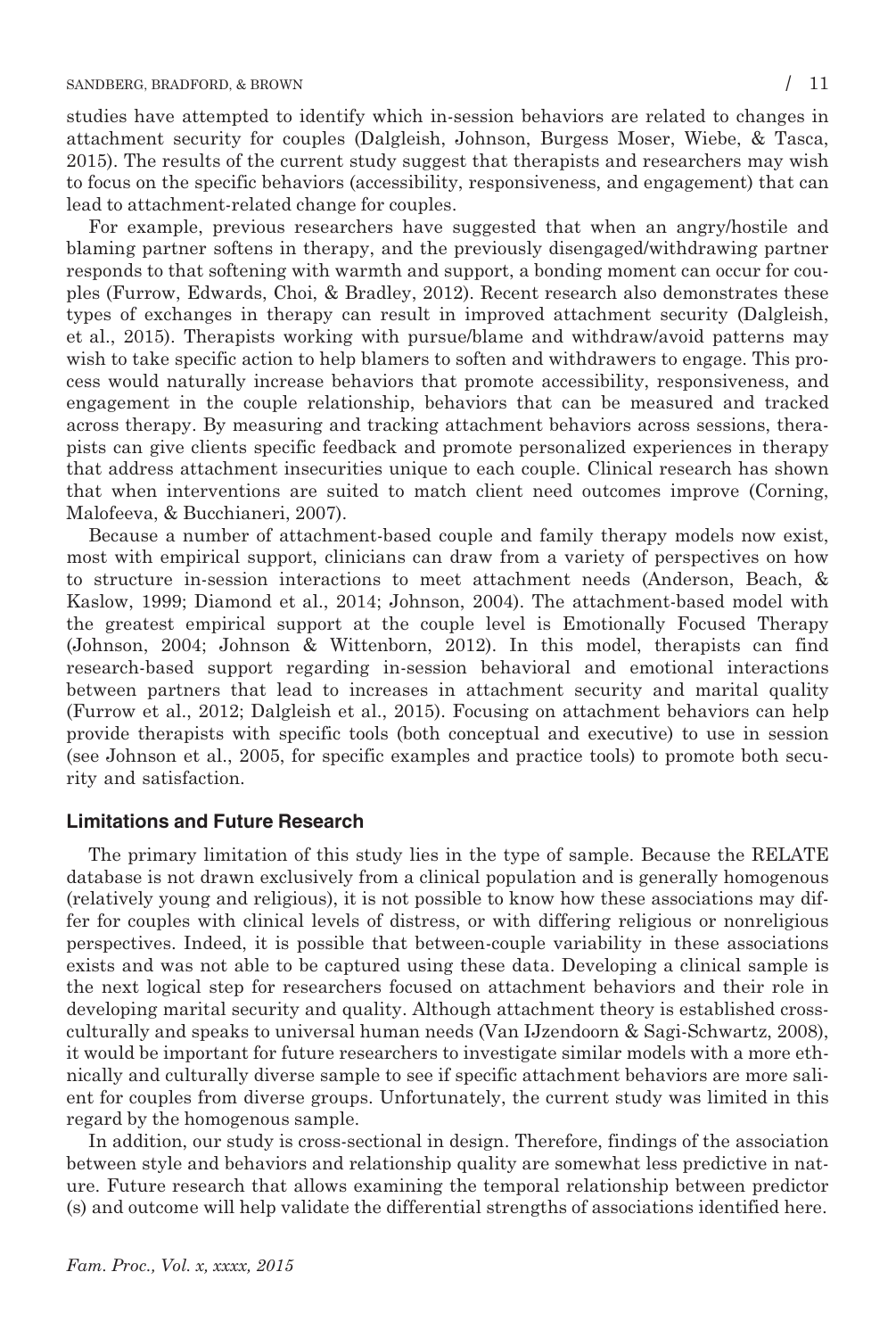studies have attempted to identify which in-session behaviors are related to changes in attachment security for couples (Dalgleish, Johnson, Burgess Moser, Wiebe, & Tasca, 2015). The results of the current study suggest that therapists and researchers may wish to focus on the specific behaviors (accessibility, responsiveness, and engagement) that can lead to attachment-related change for couples.

For example, previous researchers have suggested that when an angry/hostile and blaming partner softens in therapy, and the previously disengaged/withdrawing partner responds to that softening with warmth and support, a bonding moment can occur for couples (Furrow, Edwards, Choi, & Bradley, 2012). Recent research also demonstrates these types of exchanges in therapy can result in improved attachment security (Dalgleish, et al., 2015). Therapists working with pursue/blame and withdraw/avoid patterns may wish to take specific action to help blamers to soften and withdrawers to engage. This process would naturally increase behaviors that promote accessibility, responsiveness, and engagement in the couple relationship, behaviors that can be measured and tracked across therapy. By measuring and tracking attachment behaviors across sessions, therapists can give clients specific feedback and promote personalized experiences in therapy that address attachment insecurities unique to each couple. Clinical research has shown that when interventions are suited to match client need outcomes improve (Corning, Malofeeva, & Bucchianeri, 2007).

Because a number of attachment-based couple and family therapy models now exist, most with empirical support, clinicians can draw from a variety of perspectives on how to structure in-session interactions to meet attachment needs (Anderson, Beach, & Kaslow, 1999; Diamond et al., 2014; Johnson, 2004). The attachment-based model with the greatest empirical support at the couple level is Emotionally Focused Therapy (Johnson, 2004; Johnson & Wittenborn, 2012). In this model, therapists can find research-based support regarding in-session behavioral and emotional interactions between partners that lead to increases in attachment security and marital quality (Furrow et al., 2012; Dalgleish et al., 2015). Focusing on attachment behaviors can help provide therapists with specific tools (both conceptual and executive) to use in session (see Johnson et al., 2005, for specific examples and practice tools) to promote both security and satisfaction.

### Limitations and Future Research

The primary limitation of this study lies in the type of sample. Because the RELATE database is not drawn exclusively from a clinical population and is generally homogenous (relatively young and religious), it is not possible to know how these associations may differ for couples with clinical levels of distress, or with differing religious or nonreligious perspectives. Indeed, it is possible that between-couple variability in these associations exists and was not able to be captured using these data. Developing a clinical sample is the next logical step for researchers focused on attachment behaviors and their role in developing marital security and quality. Although attachment theory is established cross-culturally and speaks to universal human needs (Van IJzendoorn & Sagi-Schwartz, 2008), it would be important for future researchers to investigate similar models with a more ethnically and culturally diverse sample to see if specific attachment behaviors are more salient for couples from diverse groups. Unfortunately, the current study was limited in this regard by the homogenous sample.

In addition, our study is cross-sectional in design. Therefore, findings of the association between style and behaviors and relationship quality are somewhat less predictive in nature. Future research that allows examining the temporal relationship between predictor (s) and outcome will help validate the differential strengths of associations identified here.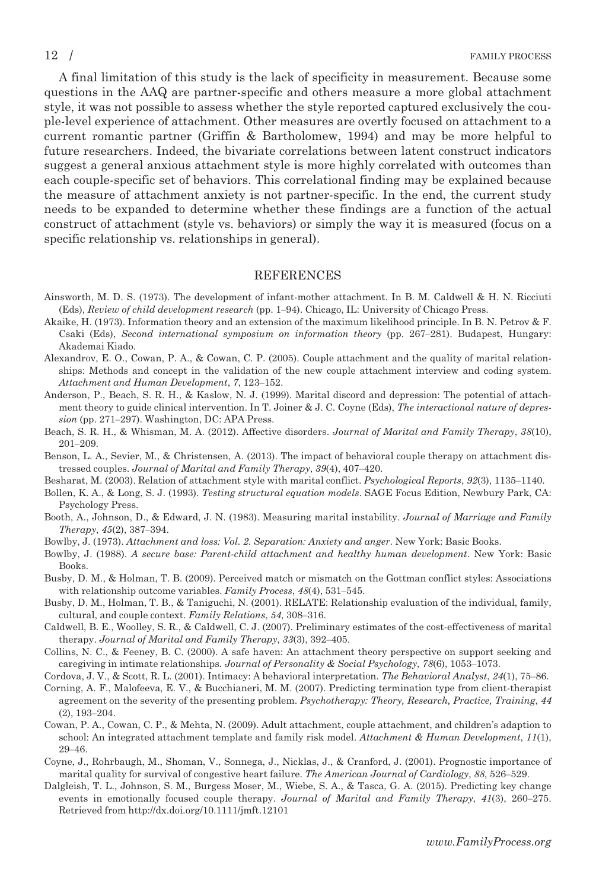A final limitation of this study is the lack of specificity in measurement. Because some questions in the AAQ are partner-specific and others measure a more global attachment style, it was not possible to assess whether the style reported captured exclusively the couple-level experience of attachment. Other measures are overtly focused on attachment to a current romantic partner (Griffin & Bartholomew, 1994) and may be more helpful to future researchers. Indeed, the bivariate correlations between latent construct indicators suggest a general anxious attachment style is more highly correlated with outcomes than each couple-specific set of behaviors. This correlational finding may be explained because the measure of attachment anxiety is not partner-specific. In the end, the current study needs to be expanded to determine whether these findings are a function of the actual construct of attachment (style vs. behaviors) or simply the way it is measured (focus on a specific relationship vs. relationships in general).

## REFERENCES

Ainsworth, M. D. S. (1973). The development of infant-mother attachment. In B. M. Caldwell & H. N. Ricciuti (Eds), *Review of child development research* (pp. 1–94). Chicago, IL: University of Chicago Press.

Akaike, H. (1973). Information theory and an extension of the maximum likelihood principle. In B. N. Petrov & F. Csaki (Eds), *Second international symposium on information theory* (pp. 267–281). Budapest, Hungary: Akademai Kiado.

Alexandrov, E. O., Cowan, P. A., & Cowan, C. P. (2005). Couple attachment and the quality of marital relationships: Methods and concept in the validation of the new couple attachment interview and coding system. *Attachment and Human Development*, *7*, 123–152.

Anderson, P., Beach, S. R. H., & Kaslow, N. J. (1999). Marital discord and depression: The potential of attachment theory to guide clinical intervention. In T. Joiner & J. C. Coyne (Eds), *The interactional nature of depression* (pp. 271–297). Washington, DC: APA Press.

Beach, S. R. H., & Whisman, M. A. (2012). Affective disorders. *Journal of Marital and Family Therapy*, *38*(10), 201–209.

Benson, L. A., Sevier, M., & Christensen, A. (2013). The impact of behavioral couple therapy on attachment distressed couples. *Journal of Marital and Family Therapy*, *39*(4), 407–420.

Besharat, M. (2003). Relation of attachment style with marital conflict. *Psychological Reports*, *92*(3), 1135–1140.

Bollen, K. A., & Long, S. J. (1993). *Testing structural equation models*. SAGE Focus Edition, Newbury Park, CA: Psychology Press.

Booth, A., Johnson, D., & Edward, J. N. (1983). Measuring marital instability. *Journal of Marriage and Family Therapy*, *45*(2), 387–394.

Bowlby, J. (1973). *Attachment and loss: Vol. 2. Separation: Anxiety and anger*. New York: Basic Books.

Bowlby, J. (1988). *A secure base: Parent-child attachment and healthy human development*. New York: Basic Books.

Busby, D. M., & Holman, T. B. (2009). Perceived match or mismatch on the Gottman conflict styles: Associations with relationship outcome variables. *Family Process*, *48*(4), 531–545.

Busby, D. M., Holman, T. B., & Taniguchi, N. (2001). RELATE: Relationship evaluation of the individual, family, cultural, and couple context. *Family Relations*, *54*, 308–316.

Caldwell, B. E., Woolley, S. R., & Caldwell, C. J. (2007). Preliminary estimates of the cost-effectiveness of marital therapy. *Journal of Marital and Family Therapy*, *33*(3), 392–405.

Collins, N. C., & Feeney, B. C. (2000). A safe haven: An attachment theory perspective on support seeking and caregiving in intimate relationships. *Journal of Personality & Social Psychology*, *78*(6), 1053–1073.

Cordova, J. V., & Scott, R. L. (2001). Intimacy: A behavioral interpretation. *The Behavioral Analyst*, *24*(1), 75–86.

Corning, A. F., Malofeeva, E. V., & Bucchianeri, M. M. (2007). Predicting termination type from client-therapist agreement on the severity of the presenting problem. *Psychotherapy: Theory, Research, Practice, Training*, *44* (2), 193–204.

Cowan, P. A., Cowan, C. P., & Mehta, N. (2009). Adult attachment, couple attachment, and children's adaption to school: An integrated attachment template and family risk model. *Attachment & Human Development*, *11*(1), 29–46.

Coyne, J., Rohrbaugh, M., Shoman, V., Sonnega, J., Nicklas, J., & Cranford, J. (2001). Prognostic importance of marital quality for survival of congestive heart failure. *The American Journal of Cardiology*, *88*, 526–529.

Dalgleish, T. L., Johnson, S. M., Burgess Moser, M., Wiebe, S. A., & Tasca, G. A. (2015). Predicting key change events in emotionally focused couple therapy. *Journal of Marital and Family Therapy*, *41*(3), 260–275. Retrieved from http://dx.doi.org/10.1111/jmft.12101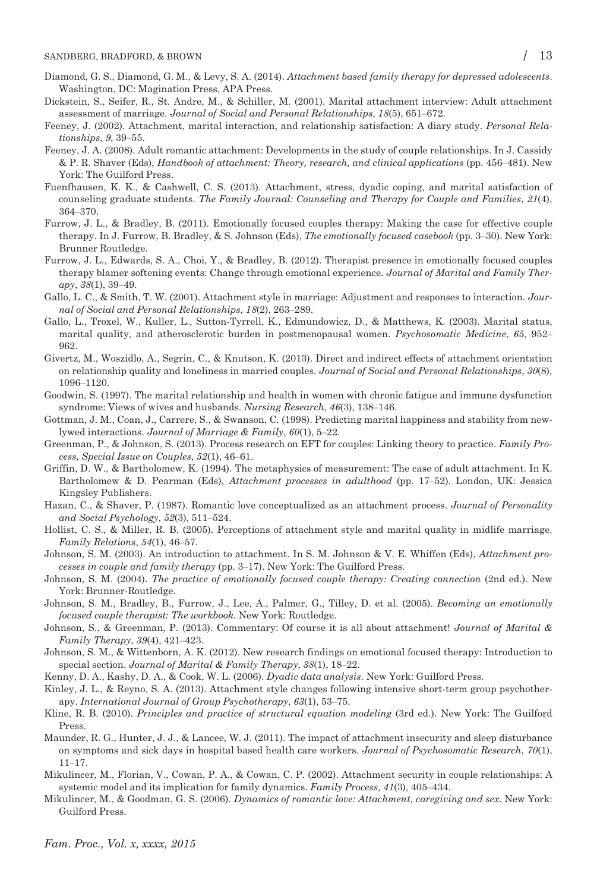Diamond, G. S., Diamond, G. M., & Levy, S. A. (2014). *Attachment based family therapy for depressed adolescents*. Washington, DC: Magination Press, APA Press.

Dickstein, S., Seifer, R., St. Andre, M., & Schiller, M. (2001). Marital attachment interview: Adult attachment assessment of marriage. *Journal of Social and Personal Relationships*, *18*(5), 651–672.

Feeney, J. (2002). Attachment, marital interaction, and relationship satisfaction: A diary study. *Personal Relationships*, *9*, 39–55.

Feeney, J. A. (2008). Adult romantic attachment: Developments in the study of couple relationships. In J. Cassidy & P. R. Shaver (Eds), *Handbook of attachment: Theory, research, and clinical applications* (pp. 456–481). New York: The Guilford Press.

Fuenfhausen, K. K., & Cashwell, C. S. (2013). Attachment, stress, dyadic coping, and marital satisfaction of counseling graduate students. *The Family Journal: Counseling and Therapy for Couple and Families*, *21*(4), 364–370.

Furrow, J. L., & Bradley, B. (2011). Emotionally focused couples therapy: Making the case for effective couple therapy. In J. Furrow, B. Bradley, & S. Johnson (Eds), *The emotionally focused casebook* (pp. 3–30). New York: Brunner Routledge.

Furrow, J. L., Edwards, S. A., Choi, Y., & Bradley, B. (2012). Therapist presence in emotionally focused couples therapy blamer softening events: Change through emotional experience. *Journal of Marital and Family Therapy*, *38*(1), 39–49.

Gallo, L. C., & Smith, T. W. (2001). Attachment style in marriage: Adjustment and responses to interaction. *Journal of Social and Personal Relationships*, *18*(2), 263–289.

Gallo, L., Troxel, W., Kuller, L., Sutton-Tyrrell, K., Edmundowicz, D., & Matthews, K. (2003). Marital status, marital quality, and atherosclerotic burden in postmenopausal women. *Psychosomatic Medicine*, *65*, 952–962.

Givertz, M., Woszidlo, A., Segrin, C., & Knutson, K. (2013). Direct and indirect effects of attachment orientation on relationship quality and loneliness in married couples. *Journal of Social and Personal Relationships*, *30*(8), 1096–1120.

Goodwin, S. (1997). The marital relationship and health in women with chronic fatigue and immune dysfunction syndrome: Views of wives and husbands. *Nursing Research*, *46*(3), 138–146.

Gottman, J. M., Coan, J., Carrere, S., & Swanson, C. (1998). Predicting marital happiness and stability from newlywed interactions. *Journal of Marriage & Family*, *60*(1), 5–22.

Greenman, P., & Johnson, S. (2013). Process research on EFT for couples: Linking theory to practice. *Family Process, Special Issue on Couples*, *52*(1), 46–61.

Griffin, D. W., & Bartholomew, K. (1994). The metaphysics of measurement: The case of adult attachment. In K. Bartholomew & D. Pearman (Eds), *Attachment processes in adulthood* (pp. 17–52). London, UK: Jessica Kingsley Publishers.

Hazan, C., & Shaver, P. (1987). Romantic love conceptualized as an attachment process. *Journal of Personality and Social Psychology*, *52*(3), 511–524.

Hollist, C. S., & Miller, R. B. (2005). Perceptions of attachment style and marital quality in midlife marriage. *Family Relations*, *54*(1), 46–57.

Johnson, S. M. (2003). An introduction to attachment. In S. M. Johnson & V. E. Whiffen (Eds), *Attachment processes in couple and family therapy* (pp. 3–17). New York: The Guilford Press.

Johnson, S. M. (2004). *The practice of emotionally focused couple therapy: Creating connection* (2nd ed.). New York: Brunner-Routledge.

Johnson, S. M., Bradley, B., Furrow, J., Lee, A., Palmer, G., Tilley, D. et al. (2005). *Becoming an emotionally focused couple therapist: The workbook*. New York: Routledge.

Johnson, S., & Greenman, P. (2013). Commentary: Of course it is all about attachment! *Journal of Marital & Family Therapy*, *39*(4), 421–423.

Johnson, S. M., & Wittenborn, A. K. (2012). New research findings on emotional focused therapy: Introduction to special section. *Journal of Marital & Family Therapy*, *38*(1), 18–22.

Kenny, D. A., Kashy, D. A., & Cook, W. L. (2006). *Dyadic data analysis*. New York: Guilford Press.

Kinley, J. L., & Reyno, S. A. (2013). Attachment style changes following intensive short-term group psychotherapy. *International Journal of Group Psychotherapy*, *63*(1), 53–75.

Kline, R. B. (2010). *Principles and practice of structural equation modeling* (3rd ed.). New York: The Guilford Press.

Maunder, R. G., Hunter, J. J., & Lancee, W. J. (2011). The impact of attachment insecurity and sleep disturbance on symptoms and sick days in hospital based health care workers. *Journal of Psychosomatic Research*, *70*(1), 11–17.

Mikulincer, M., Florian, V., Cowan, P. A., & Cowan, C. P. (2002). Attachment security in couple relationships: A systemic model and its implication for family dynamics. *Family Process*, *41*(3), 405–434.

Mikulincer, M., & Goodman, G. S. (2006). *Dynamics of romantic love: Attachment, caregiving and sex*. New York: Guilford Press.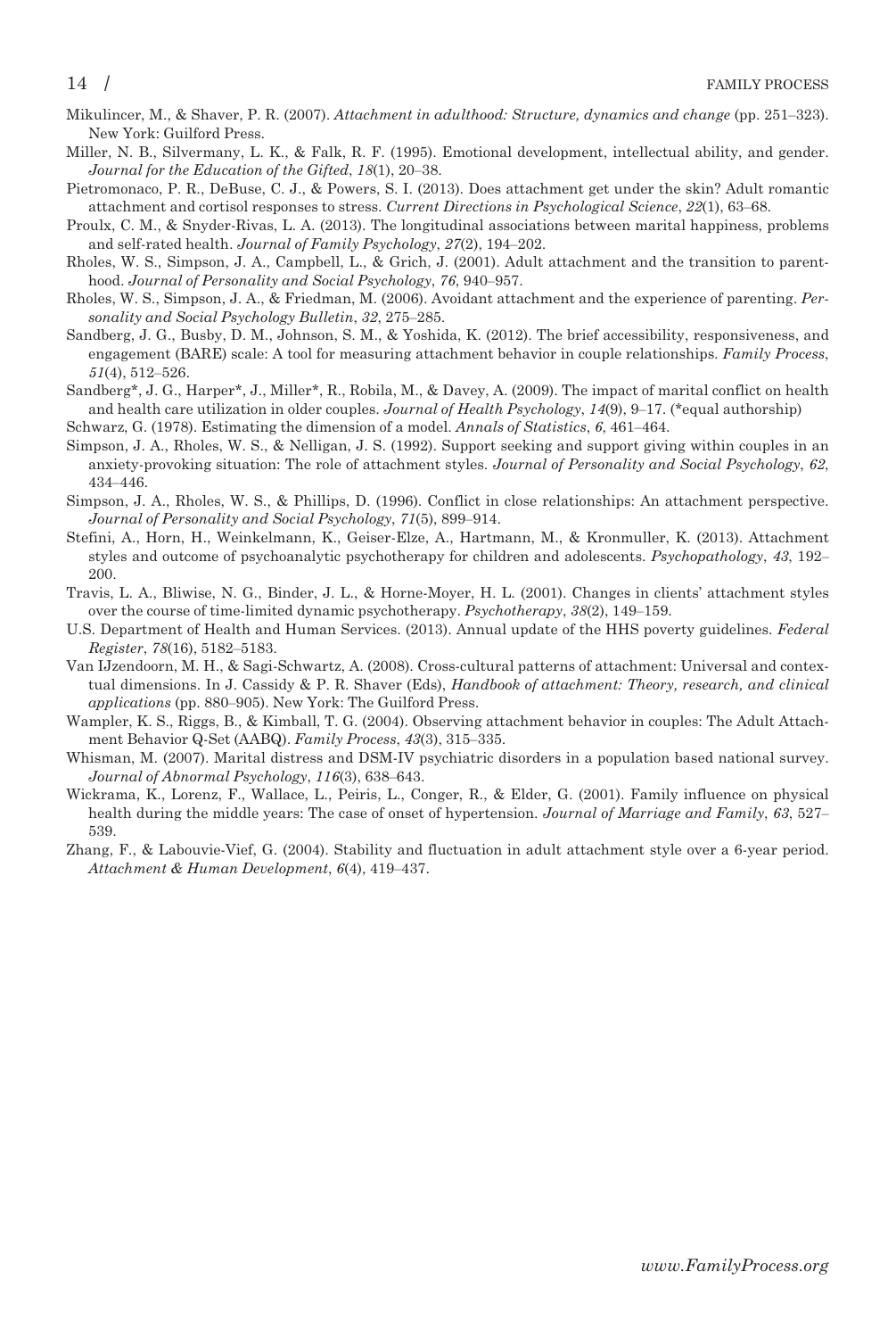Mikulincer, M., & Shaver, P. R. (2007). *Attachment in adulthood: Structure, dynamics and change* (pp. 251–323). New York: Guilford Press.

Miller, N. B., Silvermany, L. K., & Falk, R. F. (1995). Emotional development, intellectual ability, and gender. *Journal for the Education of the Gifted*, *18*(1), 20–38.

Pietromonaco, P. R., DeBuse, C. J., & Powers, S. I. (2013). Does attachment get under the skin? Adult romantic attachment and cortisol responses to stress. *Current Directions in Psychological Science*, *22*(1), 63–68.

Proulx, C. M., & Snyder-Rivas, L. A. (2013). The longitudinal associations between marital happiness, problems and self-rated health. *Journal of Family Psychology*, *27*(2), 194–202.

Rholes, W. S., Simpson, J. A., Campbell, L., & Grich, J. (2001). Adult attachment and the transition to parenthood. *Journal of Personality and Social Psychology*, *76*, 940–957.

Rholes, W. S., Simpson, J. A., & Friedman, M. (2006). Avoidant attachment and the experience of parenting. *Personality and Social Psychology Bulletin*, *32*, 275–285.

Sandberg, J. G., Busby, D. M., Johnson, S. M., & Yoshida, K. (2012). The brief accessibility, responsiveness, and engagement (BARE) scale: A tool for measuring attachment behavior in couple relationships. *Family Process*, *51*(4), 512–526.

Sandberg*, J. G., Harper*, J., Miller*, R., Robila, M., & Davey, A. (2009). The impact of marital conflict on health and health care utilization in older couples. *Journal of Health Psychology*, *14*(9), 9–17. (*equal authorship)

Schwarz, G. (1978). Estimating the dimension of a model. *Annals of Statistics*, *6*, 461–464.

Simpson, J. A., Rholes, W. S., & Nelligan, J. S. (1992). Support seeking and support giving within couples in an anxiety-provoking situation: The role of attachment styles. *Journal of Personality and Social Psychology*, *62*, 434–446.

Simpson, J. A., Rholes, W. S., & Phillips, D. (1996). Conflict in close relationships: An attachment perspective. *Journal of Personality and Social Psychology*, *71*(5), 899–914.

Stefini, A., Horn, H., Weinkelmann, K., Geiser-Elze, A., Hartmann, M., & Kronmuller, K. (2013). Attachment styles and outcome of psychoanalytic psychotherapy for children and adolescents. *Psychopathology*, *43*, 192–200.

Travis, L. A., Bliwise, N. G., Binder, J. L., & Horne-Moyer, H. L. (2001). Changes in clients' attachment styles over the course of time-limited dynamic psychotherapy. *Psychotherapy*, *38*(2), 149–159.

U.S. Department of Health and Human Services. (2013). Annual update of the HHS poverty guidelines. *Federal Register*, *78*(16), 5182–5183.

Van IJzendoorn, M. H., & Sagi-Schwartz, A. (2008). Cross-cultural patterns of attachment: Universal and contextual dimensions. In J. Cassidy & P. R. Shaver (Eds), *Handbook of attachment: Theory, research, and clinical applications* (pp. 880–905). New York: The Guilford Press.

Wampler, K. S., Riggs, B., & Kimball, T. G. (2004). Observing attachment behavior in couples: The Adult Attachment Behavior Q-Set (AABQ). *Family Process*, *43*(3), 315–335.

Whisman, M. (2007). Marital distress and DSM-IV psychiatric disorders in a population based national survey. *Journal of Abnormal Psychology*, *116*(3), 638–643.

Wickrama, K., Lorenz, F., Wallace, L., Peiris, L., Conger, R., & Elder, G. (2001). Family influence on physical health during the middle years: The case of onset of hypertension. *Journal of Marriage and Family*, *63*, 527–539.

Zhang, F., & Labouvie-Vief, G. (2004). Stability and fluctuation in adult attachment style over a 6-year period. *Attachment & Human Development*, *6*(4), 419–437.